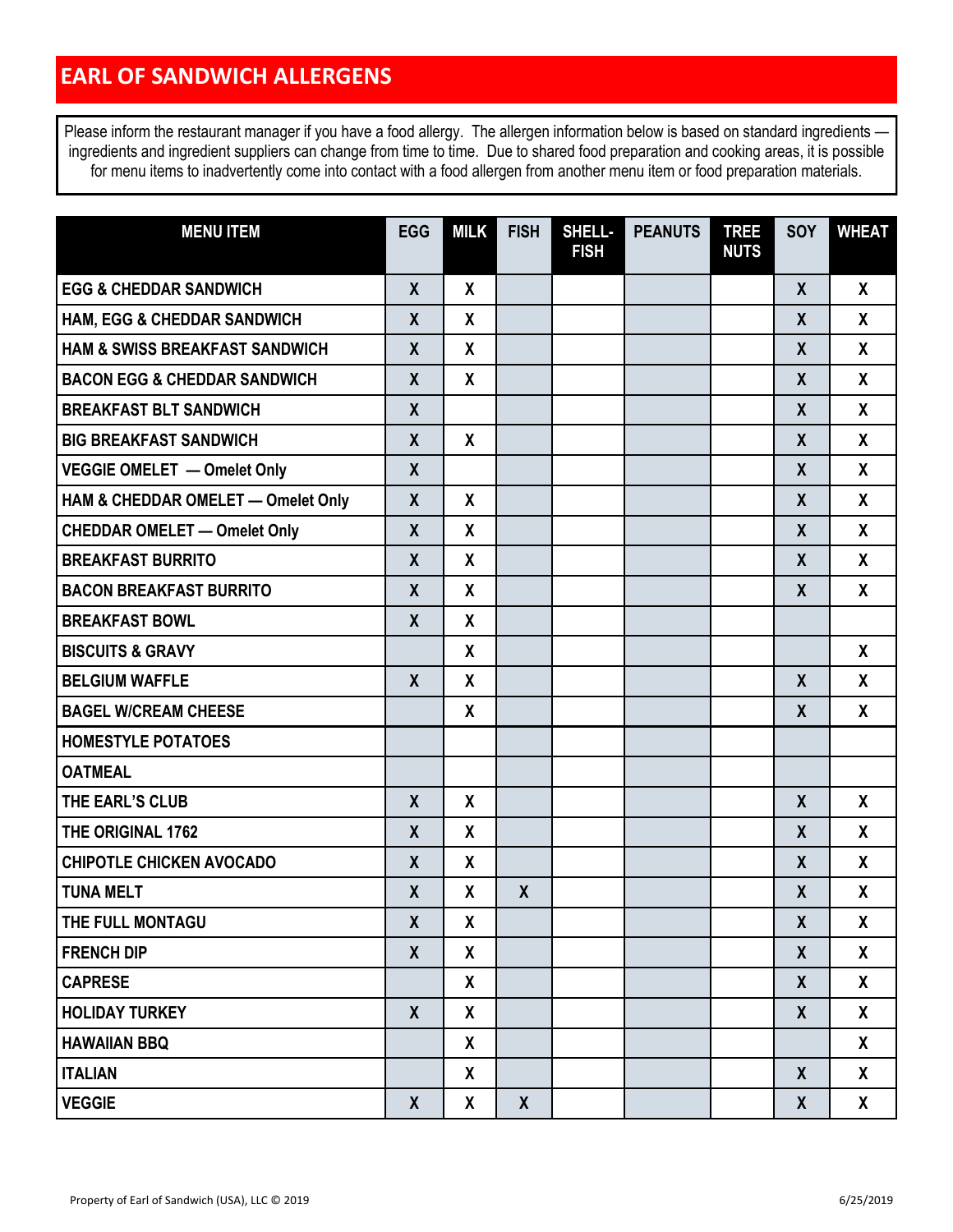# EARL OF SANDWICH ALLERGENS

Please inform the restaurant manager if you have a food allergy. The allergen information below is based on standard ingredients — ingredients and ingredient suppliers can change from time to time. Due to shared food preparation and cooking areas, it is possible for menu items to inadvertently come into contact with a food allergen from another menu item or food preparation materials.

| MENU ITEM | EGG | MILK | FISH | SHELL-FISH | PEANUTS | TREE NUTS | SOY | WHEAT |
|---|---|---|---|---|---|---|---|---|
| EGG & CHEDDAR SANDWICH | X | X | | | | | X | X |
| HAM, EGG & CHEDDAR SANDWICH | X | X | | | | | X | X |
| HAM & SWISS BREAKFAST SANDWICH | X | X | | | | | X | X |
| BACON EGG & CHEDDAR SANDWICH | X | X | | | | | X | X |
| BREAKFAST BLT SANDWICH | X | | | | | | X | X |
| BIG BREAKFAST SANDWICH | X | X | | | | | X | X |
| VEGGIE OMELET — Omelet Only | X | | | | | | X | X |
| HAM & CHEDDAR OMELET — Omelet Only | X | X | | | | | X | X |
| CHEDDAR OMELET — Omelet Only | X | X | | | | | X | X |
| BREAKFAST BURRITO | X | X | | | | | X | X |
| BACON BREAKFAST BURRITO | X | X | | | | | X | X |
| BREAKFAST BOWL | X | X | | | | | | |
| BISCUITS & GRAVY | | X | | | | | | X |
| BELGIUM WAFFLE | X | X | | | | | X | X |
| BAGEL W/CREAM CHEESE | | X | | | | | X | X |
| HOMESTYLE POTATOES | | | | | | | | |
| OATMEAL | | | | | | | | |
| THE EARL'S CLUB | X | X | | | | | X | X |
| THE ORIGINAL 1762 | X | X | | | | | X | X |
| CHIPOTLE CHICKEN AVOCADO | X | X | | | | | X | X |
| TUNA MELT | X | X | X | | | | X | X |
| THE FULL MONTAGU | X | X | | | | | X | X |
| FRENCH DIP | X | X | | | | | X | X |
| CAPRESE | | X | | | | | X | X |
| HOLIDAY TURKEY | X | X | | | | | X | X |
| HAWAIIAN BBQ | | X | | | | | | X |
| ITALIAN | | X | | | | | X | X |
| VEGGIE | X | X | X | | | | X | X |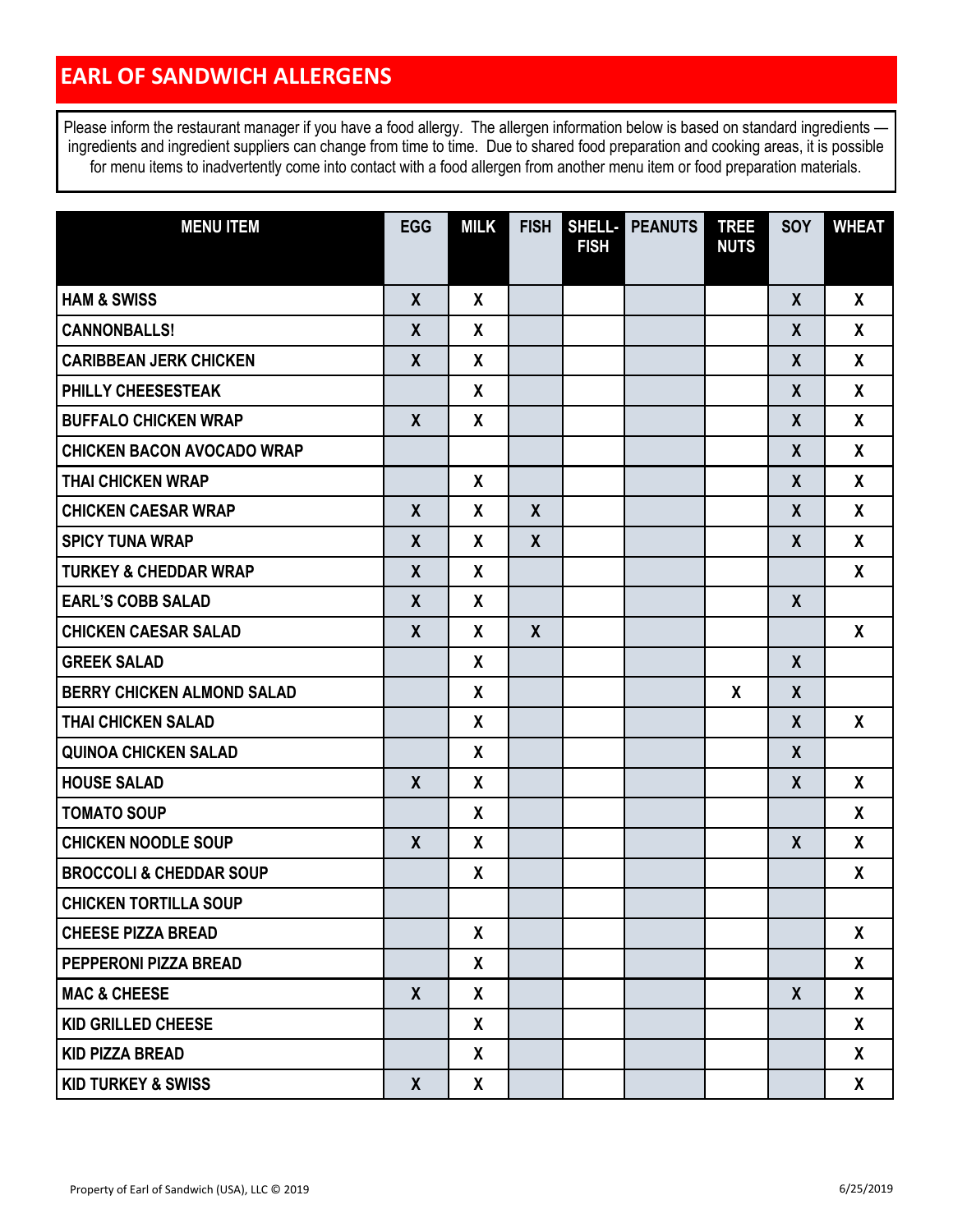# EARL OF SANDWICH ALLERGENS

Please inform the restaurant manager if you have a food allergy. The allergen information below is based on standard ingredients — ingredients and ingredient suppliers can change from time to time. Due to shared food preparation and cooking areas, it is possible for menu items to inadvertently come into contact with a food allergen from another menu item or food preparation materials.

| MENU ITEM | EGG | MILK | FISH | SHELL-FISH | PEANUTS | TREE NUTS | SOY | WHEAT |
|---|---|---|---|---|---|---|---|---|
| HAM & SWISS | X | X | | | | | X | X |
| CANNONBALLS! | X | X | | | | | X | X |
| CARIBBEAN JERK CHICKEN | X | X | | | | | X | X |
| PHILLY CHEESESTEAK | | X | | | | | X | X |
| BUFFALO CHICKEN WRAP | X | X | | | | | X | X |
| CHICKEN BACON AVOCADO WRAP | | | | | | | X | X |
| THAI CHICKEN WRAP | | X | | | | | X | X |
| CHICKEN CAESAR WRAP | X | X | X | | | | X | X |
| SPICY TUNA WRAP | X | X | X | | | | X | X |
| TURKEY & CHEDDAR WRAP | X | X | | | | | | X |
| EARL'S COBB SALAD | X | X | | | | | X | |
| CHICKEN CAESAR SALAD | X | X | X | | | | | X |
| GREEK SALAD | | X | | | | | X | |
| BERRY CHICKEN ALMOND SALAD | | X | | | | X | X | |
| THAI CHICKEN SALAD | | X | | | | | X | X |
| QUINOA CHICKEN SALAD | | X | | | | | X | |
| HOUSE SALAD | X | X | | | | | X | X |
| TOMATO SOUP | | X | | | | | | X |
| CHICKEN NOODLE SOUP | X | X | | | | | X | X |
| BROCCOLI & CHEDDAR SOUP | | X | | | | | | X |
| CHICKEN TORTILLA SOUP | | | | | | | | |
| CHEESE PIZZA BREAD | | X | | | | | | X |
| PEPPERONI PIZZA BREAD | | X | | | | | | X |
| MAC & CHEESE | X | X | | | | | X | X |
| KID GRILLED CHEESE | | X | | | | | | X |
| KID PIZZA BREAD | | X | | | | | | X |
| KID TURKEY & SWISS | X | X | | | | | | X |

Property of Earl of Sandwich (USA), LLC © 2019

6/25/2019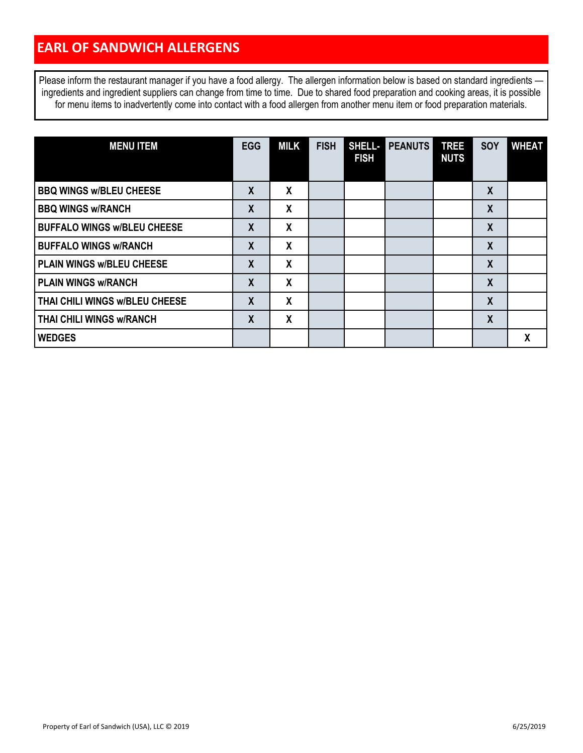## EARL OF SANDWICH ALLERGENS

Please inform the restaurant manager if you have a food allergy. The allergen information below is based on standard ingredients — ingredients and ingredient suppliers can change from time to time. Due to shared food preparation and cooking areas, it is possible for menu items to inadvertently come into contact with a food allergen from another menu item or food preparation materials.

| MENU ITEM | EGG | MILK | FISH | SHELL-FISH | PEANUTS | TREE NUTS | SOY | WHEAT |
|---|---|---|---|---|---|---|---|---|
| BBQ WINGS w/BLEU CHEESE | X | X | | | | | X | |
| BBQ WINGS w/RANCH | X | X | | | | | X | |
| BUFFALO WINGS w/BLEU CHEESE | X | X | | | | | X | |
| BUFFALO WINGS w/RANCH | X | X | | | | | X | |
| PLAIN WINGS w/BLEU CHEESE | X | X | | | | | X | |
| PLAIN WINGS w/RANCH | X | X | | | | | X | |
| THAI CHILI WINGS w/BLEU CHEESE | X | X | | | | | X | |
| THAI CHILI WINGS w/RANCH | X | X | | | | | X | |
| WEDGES | | | | | | | | X |

Property of Earl of Sandwich (USA), LLC © 2019 6/25/2019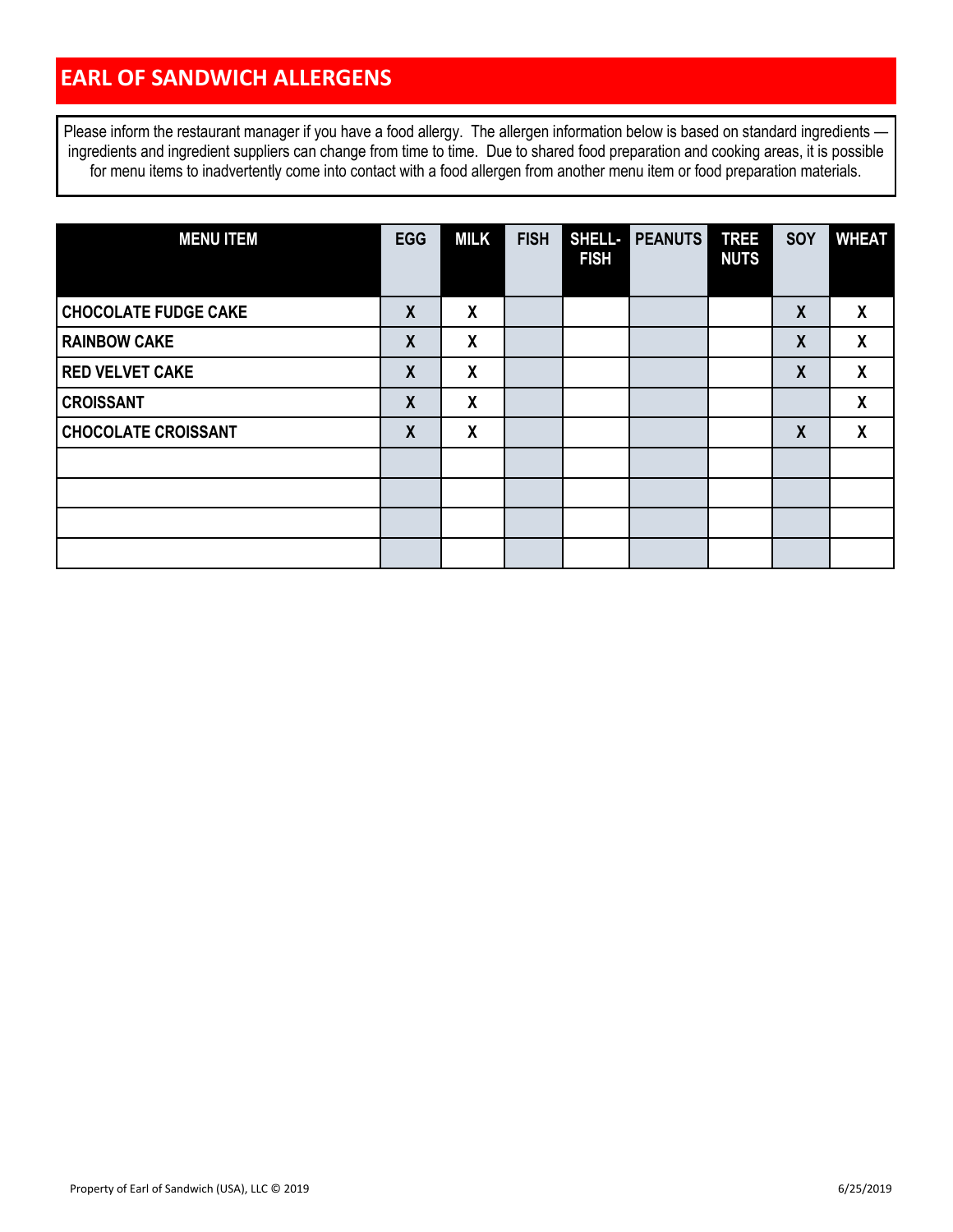# EARL OF SANDWICH ALLERGENS

Please inform the restaurant manager if you have a food allergy. The allergen information below is based on standard ingredients — ingredients and ingredient suppliers can change from time to time. Due to shared food preparation and cooking areas, it is possible for menu items to inadvertently come into contact with a food allergen from another menu item or food preparation materials.

| MENU ITEM | EGG | MILK | FISH | SHELL-FISH | PEANUTS | TREE NUTS | SOY | WHEAT |
|---|---|---|---|---|---|---|---|---|
| CHOCOLATE FUDGE CAKE | X | X | | | | | X | X |
| RAINBOW CAKE | X | X | | | | | X | X |
| RED VELVET CAKE | X | X | | | | | X | X |
| CROISSANT | X | X | | | | | | X |
| CHOCOLATE CROISSANT | X | X | | | | | X | X |
| | | | | | | | | |
| | | | | | | | | |
| | | | | | | | | |
| | | | | | | | | |

Property of Earl of Sandwich (USA), LLC © 2019

6/25/2019